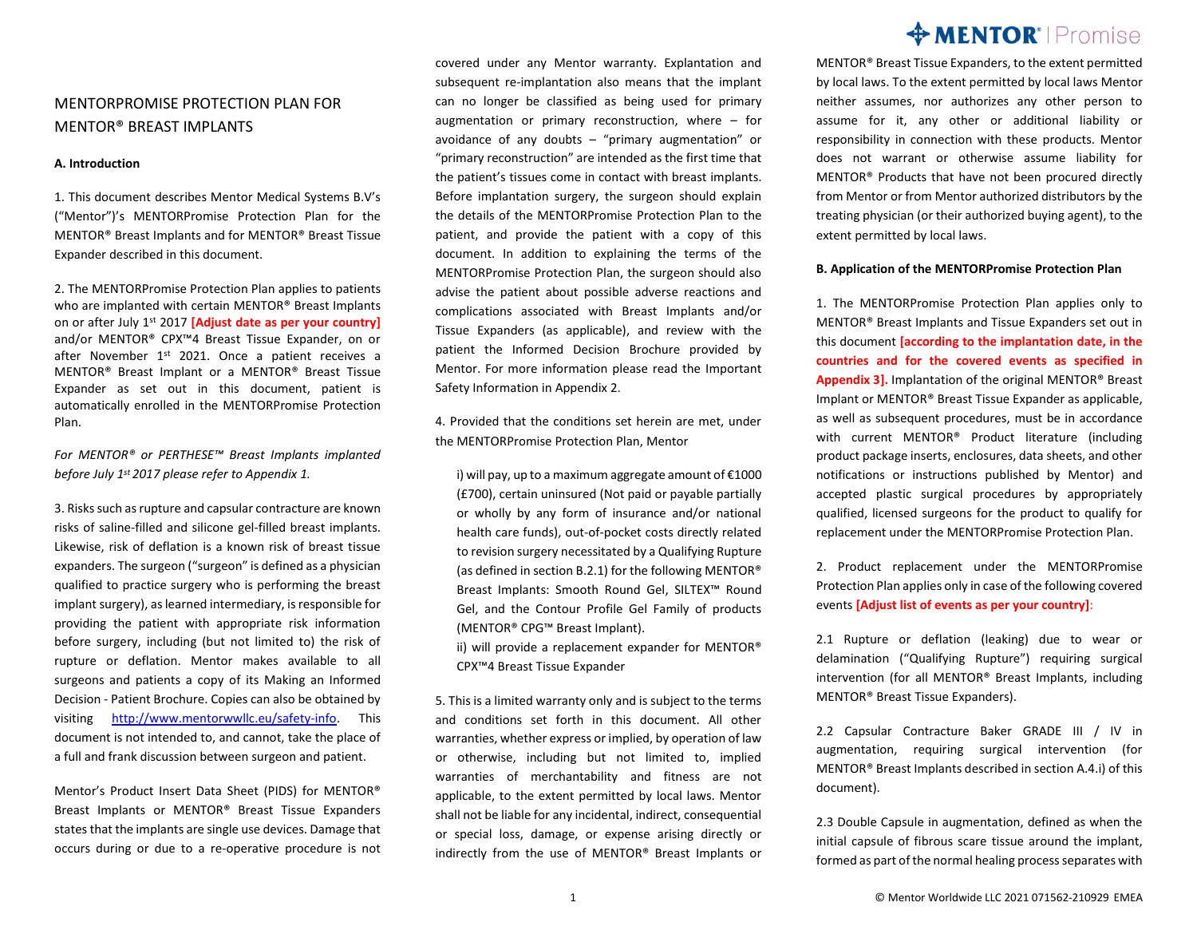# MENTORPROMISE PROTECTION PLAN FOR MENTOR® BREAST IMPLANTS

## A. Introduction

1. This document describes Mentor Medical Systems B.V's ("Mentor")'s MENTORPromise Protection Plan for the MENTOR® Breast Implants and for MENTOR® Breast Tissue Expander described in this document.

2. The MENTORPromise Protection Plan applies to patients who are implanted with certain MENTOR® Breast Implants on or after July 1st 2017 **[Adjust date as per your country]** and/or MENTOR® CPX™4 Breast Tissue Expander, on or after November 1st 2021. Once a patient receives a MENTOR® Breast Implant or a MENTOR® Breast Tissue Expander as set out in this document, patient is automatically enrolled in the MENTORPromise Protection Plan.

*For MENTOR® or PERTHESE™ Breast Implants implanted before July 1st 2017 please refer to Appendix 1.*

3. Risks such as rupture and capsular contracture are known risks of saline-filled and silicone gel-filled breast implants. Likewise, risk of deflation is a known risk of breast tissue expanders. The surgeon ("surgeon" is defined as a physician qualified to practice surgery who is performing the breast implant surgery), as learned intermediary, is responsible for providing the patient with appropriate risk information before surgery, including (but not limited to) the risk of rupture or deflation. Mentor makes available to all surgeons and patients a copy of its Making an Informed Decision - Patient Brochure. Copies can also be obtained by visiting http://www.mentorwwllc.eu/safety-info. This document is not intended to, and cannot, take the place of a full and frank discussion between surgeon and patient.

Mentor's Product Insert Data Sheet (PIDS) for MENTOR® Breast Implants or MENTOR® Breast Tissue Expanders states that the implants are single use devices. Damage that occurs during or due to a re-operative procedure is not covered under any Mentor warranty. Explantation and subsequent re-implantation also means that the implant can no longer be classified as being used for primary augmentation or primary reconstruction, where – for avoidance of any doubts – "primary augmentation" or "primary reconstruction" are intended as the first time that the patient's tissues come in contact with breast implants. Before implantation surgery, the surgeon should explain the details of the MENTORPromise Protection Plan to the patient, and provide the patient with a copy of this document. In addition to explaining the terms of the MENTORPromise Protection Plan, the surgeon should also advise the patient about possible adverse reactions and complications associated with Breast Implants and/or Tissue Expanders (as applicable), and review with the patient the Informed Decision Brochure provided by Mentor. For more information please read the Important Safety Information in Appendix 2.

4. Provided that the conditions set herein are met, under the MENTORPromise Protection Plan, Mentor

i) will pay, up to a maximum aggregate amount of €1000 (£700), certain uninsured (Not paid or payable partially or wholly by any form of insurance and/or national health care funds), out-of-pocket costs directly related to revision surgery necessitated by a Qualifying Rupture (as defined in section B.2.1) for the following MENTOR® Breast Implants: Smooth Round Gel, SILTEX™ Round Gel, and the Contour Profile Gel Family of products (MENTOR® CPG™ Breast Implant).

ii) will provide a replacement expander for MENTOR® CPX™4 Breast Tissue Expander

5. This is a limited warranty only and is subject to the terms and conditions set forth in this document. All other warranties, whether express or implied, by operation of law or otherwise, including but not limited to, implied warranties of merchantability and fitness are not applicable, to the extent permitted by local laws. Mentor shall not be liable for any incidental, indirect, consequential or special loss, damage, or expense arising directly or indirectly from the use of MENTOR® Breast Implants or MENTOR® Breast Tissue Expanders, to the extent permitted by local laws. To the extent permitted by local laws Mentor neither assumes, nor authorizes any other person to assume for it, any other or additional liability or responsibility in connection with these products. Mentor does not warrant or otherwise assume liability for MENTOR® Products that have not been procured directly from Mentor or from Mentor authorized distributors by the treating physician (or their authorized buying agent), to the extent permitted by local laws.

## B. Application of the MENTORPromise Protection Plan

1. The MENTORPromise Protection Plan applies only to MENTOR® Breast Implants and Tissue Expanders set out in this document **[according to the implantation date, in the countries and for the covered events as specified in Appendix 3].** Implantation of the original MENTOR® Breast Implant or MENTOR® Breast Tissue Expander as applicable, as well as subsequent procedures, must be in accordance with current MENTOR® Product literature (including product package inserts, enclosures, data sheets, and other notifications or instructions published by Mentor) and accepted plastic surgical procedures by appropriately qualified, licensed surgeons for the product to qualify for replacement under the MENTORPromise Protection Plan.

2. Product replacement under the MENTORPromise Protection Plan applies only in case of the following covered events **[Adjust list of events as per your country]**:

2.1 Rupture or deflation (leaking) due to wear or delamination ("Qualifying Rupture") requiring surgical intervention (for all MENTOR® Breast Implants, including MENTOR® Breast Tissue Expanders).

2.2 Capsular Contracture Baker GRADE III / IV in augmentation, requiring surgical intervention (for MENTOR® Breast Implants described in section A.4.i) of this document).

2.3 Double Capsule in augmentation, defined as when the initial capsule of fibrous scare tissue around the implant, formed as part of the normal healing process separates with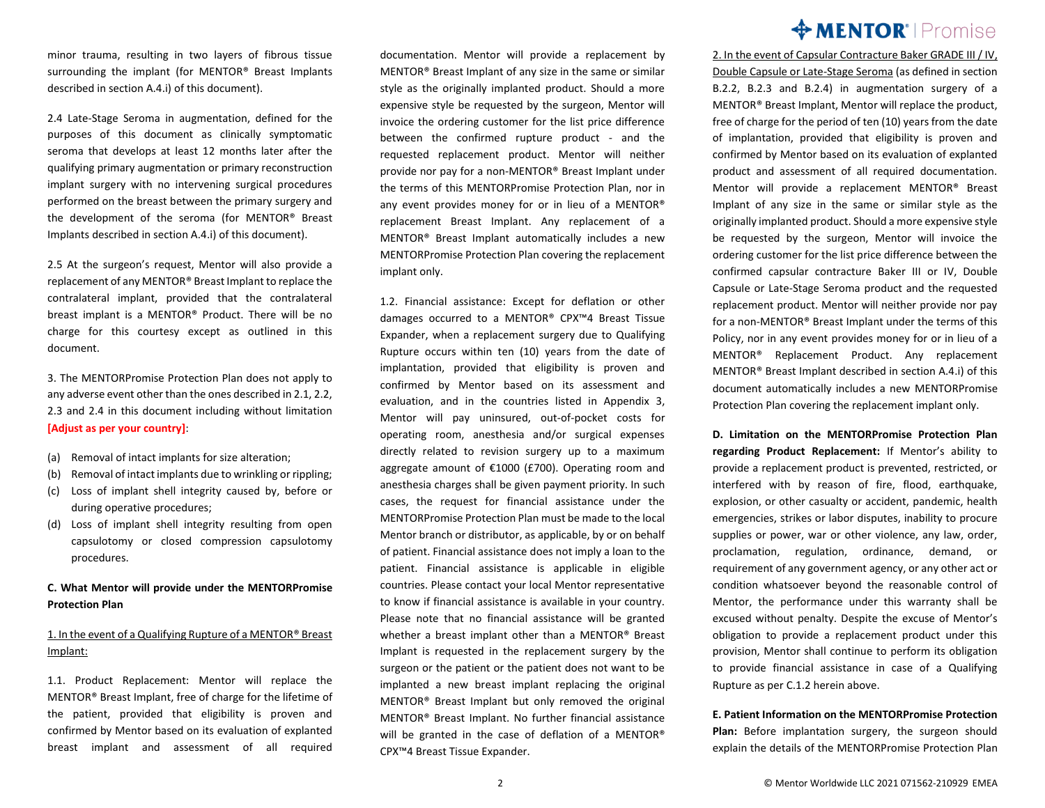minor trauma, resulting in two layers of fibrous tissue surrounding the implant (for MENTOR® Breast Implants described in section A.4.i) of this document).

2.4 Late-Stage Seroma in augmentation, defined for the purposes of this document as clinically symptomatic seroma that develops at least 12 months later after the qualifying primary augmentation or primary reconstruction implant surgery with no intervening surgical procedures performed on the breast between the primary surgery and the development of the seroma (for MENTOR® Breast Implants described in section A.4.i) of this document).

2.5 At the surgeon's request, Mentor will also provide a replacement of any MENTOR® Breast Implant to replace the contralateral implant, provided that the contralateral breast implant is a MENTOR® Product. There will be no charge for this courtesy except as outlined in this document.

3. The MENTORPromise Protection Plan does not apply to any adverse event other than the ones described in 2.1, 2.2, 2.3 and 2.4 in this document including without limitation **[Adjust as per your country]**:

(a) Removal of intact implants for size alteration;
(b) Removal of intact implants due to wrinkling or rippling;
(c) Loss of implant shell integrity caused by, before or during operative procedures;
(d) Loss of implant shell integrity resulting from open capsulotomy or closed compression capsulotomy procedures.

**C. What Mentor will provide under the MENTORPromise Protection Plan**

1. In the event of a Qualifying Rupture of a MENTOR® Breast Implant:

1.1. Product Replacement: Mentor will replace the MENTOR® Breast Implant, free of charge for the lifetime of the patient, provided that eligibility is proven and confirmed by Mentor based on its evaluation of explanted breast implant and assessment of all required documentation. Mentor will provide a replacement by MENTOR® Breast Implant of any size in the same or similar style as the originally implanted product. Should a more expensive style be requested by the surgeon, Mentor will invoice the ordering customer for the list price difference between the confirmed rupture product - and the requested replacement product. Mentor will neither provide nor pay for a non-MENTOR® Breast Implant under the terms of this MENTORPromise Protection Plan, nor in any event provides money for or in lieu of a MENTOR® replacement Breast Implant. Any replacement of a MENTOR® Breast Implant automatically includes a new MENTORPromise Protection Plan covering the replacement implant only.

1.2. Financial assistance: Except for deflation or other damages occurred to a MENTOR® CPX™4 Breast Tissue Expander, when a replacement surgery due to Qualifying Rupture occurs within ten (10) years from the date of implantation, provided that eligibility is proven and confirmed by Mentor based on its assessment and evaluation, and in the countries listed in Appendix 3, Mentor will pay uninsured, out-of-pocket costs for operating room, anesthesia and/or surgical expenses directly related to revision surgery up to a maximum aggregate amount of €1000 (£700). Operating room and anesthesia charges shall be given payment priority. In such cases, the request for financial assistance under the MENTORPromise Protection Plan must be made to the local Mentor branch or distributor, as applicable, by or on behalf of patient. Financial assistance does not imply a loan to the patient. Financial assistance is applicable in eligible countries. Please contact your local Mentor representative to know if financial assistance is available in your country. Please note that no financial assistance will be granted whether a breast implant other than a MENTOR® Breast Implant is requested in the replacement surgery by the surgeon or the patient or the patient does not want to be implanted a new breast implant replacing the original MENTOR® Breast Implant but only removed the original MENTOR® Breast Implant. No further financial assistance will be granted in the case of deflation of a MENTOR® CPX™4 Breast Tissue Expander.

2. In the event of Capsular Contracture Baker GRADE III / IV, Double Capsule or Late-Stage Seroma (as defined in section B.2.2, B.2.3 and B.2.4) in augmentation surgery of a MENTOR® Breast Implant, Mentor will replace the product, free of charge for the period of ten (10) years from the date of implantation, provided that eligibility is proven and confirmed by Mentor based on its evaluation of explanted product and assessment of all required documentation. Mentor will provide a replacement MENTOR® Breast Implant of any size in the same or similar style as the originally implanted product. Should a more expensive style be requested by the surgeon, Mentor will invoice the ordering customer for the list price difference between the confirmed capsular contracture Baker III or IV, Double Capsule or Late-Stage Seroma product and the requested replacement product. Mentor will neither provide nor pay for a non-MENTOR® Breast Implant under the terms of this Policy, nor in any event provides money for or in lieu of a MENTOR® Replacement Product. Any replacement MENTOR® Breast Implant described in section A.4.i) of this document automatically includes a new MENTORPromise Protection Plan covering the replacement implant only.

**D. Limitation on the MENTORPromise Protection Plan regarding Product Replacement:** If Mentor's ability to provide a replacement product is prevented, restricted, or interfered with by reason of fire, flood, earthquake, explosion, or other casualty or accident, pandemic, health emergencies, strikes or labor disputes, inability to procure supplies or power, war or other violence, any law, order, proclamation, regulation, ordinance, demand, or requirement of any government agency, or any other act or condition whatsoever beyond the reasonable control of Mentor, the performance under this warranty shall be excused without penalty. Despite the excuse of Mentor's obligation to provide a replacement product under this provision, Mentor shall continue to perform its obligation to provide financial assistance in case of a Qualifying Rupture as per C.1.2 herein above.

**E. Patient Information on the MENTORPromise Protection Plan:** Before implantation surgery, the surgeon should explain the details of the MENTORPromise Protection Plan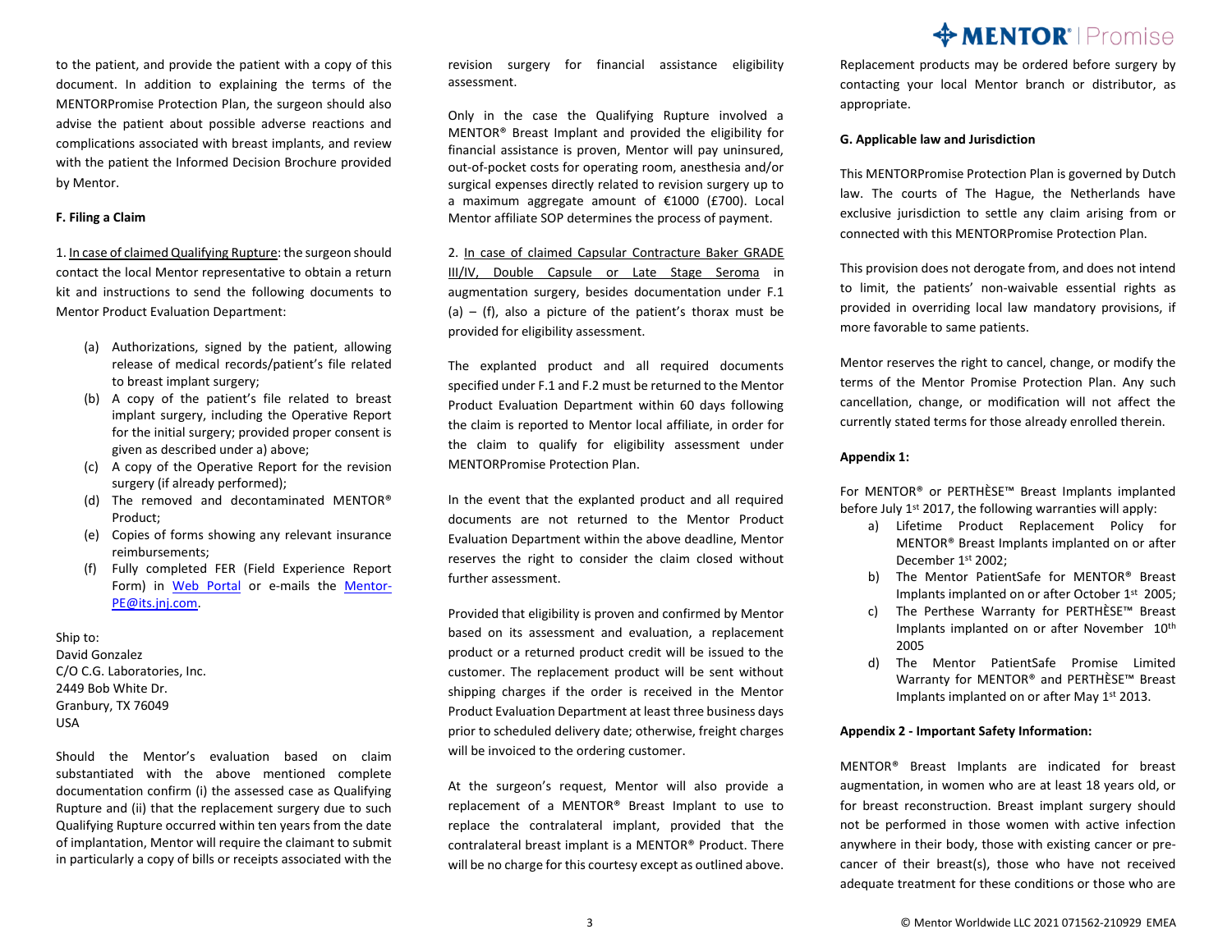to the patient, and provide the patient with a copy of this document. In addition to explaining the terms of the MENTORPromise Protection Plan, the surgeon should also advise the patient about possible adverse reactions and complications associated with breast implants, and review with the patient the Informed Decision Brochure provided by Mentor.

**F. Filing a Claim**

1. In case of claimed Qualifying Rupture: the surgeon should contact the local Mentor representative to obtain a return kit and instructions to send the following documents to Mentor Product Evaluation Department:

(a) Authorizations, signed by the patient, allowing release of medical records/patient's file related to breast implant surgery;
(b) A copy of the patient's file related to breast implant surgery, including the Operative Report for the initial surgery; provided proper consent is given as described under a) above;
(c) A copy of the Operative Report for the revision surgery (if already performed);
(d) The removed and decontaminated MENTOR® Product;
(e) Copies of forms showing any relevant insurance reimbursements;
(f) Fully completed FER (Field Experience Report Form) in Web Portal or e-mails the Mentor-PE@its.jnj.com.

Ship to:
David Gonzalez
C/O C.G. Laboratories, Inc.
2449 Bob White Dr.
Granbury, TX 76049
USA

Should the Mentor's evaluation based on claim substantiated with the above mentioned complete documentation confirm (i) the assessed case as Qualifying Rupture and (ii) that the replacement surgery due to such Qualifying Rupture occurred within ten years from the date of implantation, Mentor will require the claimant to submit in particularly a copy of bills or receipts associated with the revision surgery for financial assistance eligibility assessment.

Only in the case the Qualifying Rupture involved a MENTOR® Breast Implant and provided the eligibility for financial assistance is proven, Mentor will pay uninsured, out-of-pocket costs for operating room, anesthesia and/or surgical expenses directly related to revision surgery up to a maximum aggregate amount of €1000 (£700). Local Mentor affiliate SOP determines the process of payment.

2. In case of claimed Capsular Contracture Baker GRADE III/IV, Double Capsule or Late Stage Seroma in augmentation surgery, besides documentation under F.1 (a) – (f), also a picture of the patient's thorax must be provided for eligibility assessment.

The explanted product and all required documents specified under F.1 and F.2 must be returned to the Mentor Product Evaluation Department within 60 days following the claim is reported to Mentor local affiliate, in order for the claim to qualify for eligibility assessment under MENTORPromise Protection Plan.

In the event that the explanted product and all required documents are not returned to the Mentor Product Evaluation Department within the above deadline, Mentor reserves the right to consider the claim closed without further assessment.

Provided that eligibility is proven and confirmed by Mentor based on its assessment and evaluation, a replacement product or a returned product credit will be issued to the customer. The replacement product will be sent without shipping charges if the order is received in the Mentor Product Evaluation Department at least three business days prior to scheduled delivery date; otherwise, freight charges will be invoiced to the ordering customer.

At the surgeon's request, Mentor will also provide a replacement of a MENTOR® Breast Implant to use to replace the contralateral implant, provided that the contralateral breast implant is a MENTOR® Product. There will be no charge for this courtesy except as outlined above.

Replacement products may be ordered before surgery by contacting your local Mentor branch or distributor, as appropriate.

**G. Applicable law and Jurisdiction**

This MENTORPromise Protection Plan is governed by Dutch law. The courts of The Hague, the Netherlands have exclusive jurisdiction to settle any claim arising from or connected with this MENTORPromise Protection Plan.

This provision does not derogate from, and does not intend to limit, the patients' non-waivable essential rights as provided in overriding local law mandatory provisions, if more favorable to same patients.

Mentor reserves the right to cancel, change, or modify the terms of the Mentor Promise Protection Plan. Any such cancellation, change, or modification will not affect the currently stated terms for those already enrolled therein.

**Appendix 1:**

For MENTOR® or PERTHÈSE™ Breast Implants implanted before July 1st 2017, the following warranties will apply:

a) Lifetime Product Replacement Policy for MENTOR® Breast Implants implanted on or after December 1st 2002;
b) The Mentor PatientSafe for MENTOR® Breast Implants implanted on or after October 1st 2005;
c) The Perthese Warranty for PERTHÈSE™ Breast Implants implanted on or after November 10th 2005
d) The Mentor PatientSafe Promise Limited Warranty for MENTOR® and PERTHÈSE™ Breast Implants implanted on or after May 1st 2013.

**Appendix 2 - Important Safety Information:**

MENTOR® Breast Implants are indicated for breast augmentation, in women who are at least 18 years old, or for breast reconstruction. Breast implant surgery should not be performed in those women with active infection anywhere in their body, those with existing cancer or pre-cancer of their breast(s), those who have not received adequate treatment for these conditions or those who are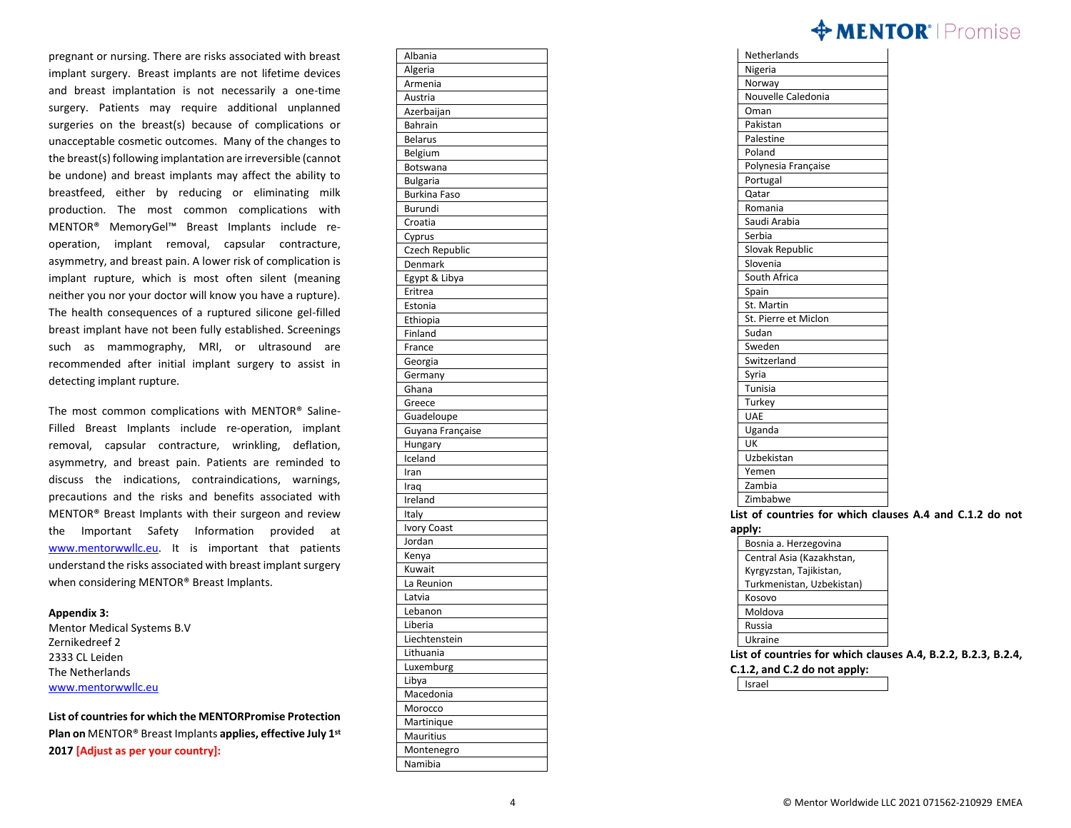pregnant or nursing. There are risks associated with breast implant surgery. Breast implants are not lifetime devices and breast implantation is not necessarily a one-time surgery. Patients may require additional unplanned surgeries on the breast(s) because of complications or unacceptable cosmetic outcomes. Many of the changes to the breast(s) following implantation are irreversible (cannot be undone) and breast implants may affect the ability to breastfeed, either by reducing or eliminating milk production. The most common complications with MENTOR® MemoryGel™ Breast Implants include re-operation, implant removal, capsular contracture, asymmetry, and breast pain. A lower risk of complication is implant rupture, which is most often silent (meaning neither you nor your doctor will know you have a rupture). The health consequences of a ruptured silicone gel-filled breast implant have not been fully established. Screenings such as mammography, MRI, or ultrasound are recommended after initial implant surgery to assist in detecting implant rupture.

The most common complications with MENTOR® Saline-Filled Breast Implants include re-operation, implant removal, capsular contracture, wrinkling, deflation, asymmetry, and breast pain. Patients are reminded to discuss the indications, contraindications, warnings, precautions and the risks and benefits associated with MENTOR® Breast Implants with their surgeon and review the Important Safety Information provided at www.mentorwwllc.eu. It is important that patients understand the risks associated with breast implant surgery when considering MENTOR® Breast Implants.

**Appendix 3:**
Mentor Medical Systems B.V
Zernikedreef 2
2333 CL Leiden
The Netherlands
www.mentorwwllc.eu

**List of countries for which the MENTORPromise Protection Plan on** MENTOR® Breast Implants **applies, effective July 1st 2017 [Adjust as per your country]:**

| Country |
|---|
| Albania |
| Algeria |
| Armenia |
| Austria |
| Azerbaijan |
| Bahrain |
| Belarus |
| Belgium |
| Botswana |
| Bulgaria |
| Burkina Faso |
| Burundi |
| Croatia |
| Cyprus |
| Czech Republic |
| Denmark |
| Egypt & Libya |
| Eritrea |
| Estonia |
| Ethiopia |
| Finland |
| France |
| Georgia |
| Germany |
| Ghana |
| Greece |
| Guadeloupe |
| Guyana Française |
| Hungary |
| Iceland |
| Iran |
| Iraq |
| Ireland |
| Italy |
| Ivory Coast |
| Jordan |
| Kenya |
| Kuwait |
| La Reunion |
| Latvia |
| Lebanon |
| Liberia |
| Liechtenstein |
| Lithuania |
| Luxemburg |
| Libya |
| Macedonia |
| Morocco |
| Martinique |
| Mauritius |
| Montenegro |
| Namibia |
| Netherlands |
| Nigeria |
| Norway |
| Nouvelle Caledonia |
| Oman |
| Pakistan |
| Palestine |
| Poland |
| Polynesia Française |
| Portugal |
| Qatar |
| Romania |
| Saudi Arabia |
| Serbia |
| Slovak Republic |
| Slovenia |
| South Africa |
| Spain |
| St. Martin |
| St. Pierre et Miclon |
| Sudan |
| Sweden |
| Switzerland |
| Syria |
| Tunisia |
| Turkey |
| UAE |
| Uganda |
| UK |
| Uzbekistan |
| Yemen |
| Zambia |
| Zimbabwe |

**List of countries for which clauses A.4 and C.1.2 do not apply:**

| Country |
|---|
| Bosnia a. Herzegovina |
| Central Asia (Kazakhstan, Kyrgyzstan, Tajikistan, Turkmenistan, Uzbekistan) |
| Kosovo |
| Moldova |
| Russia |
| Ukraine |

**List of countries for which clauses A.4, B.2.2, B.2.3, B.2.4, C.1.2, and C.2 do not apply:**

| Country |
|---|
| Israel |

© Mentor Worldwide LLC 2021 071562-210929 EMEA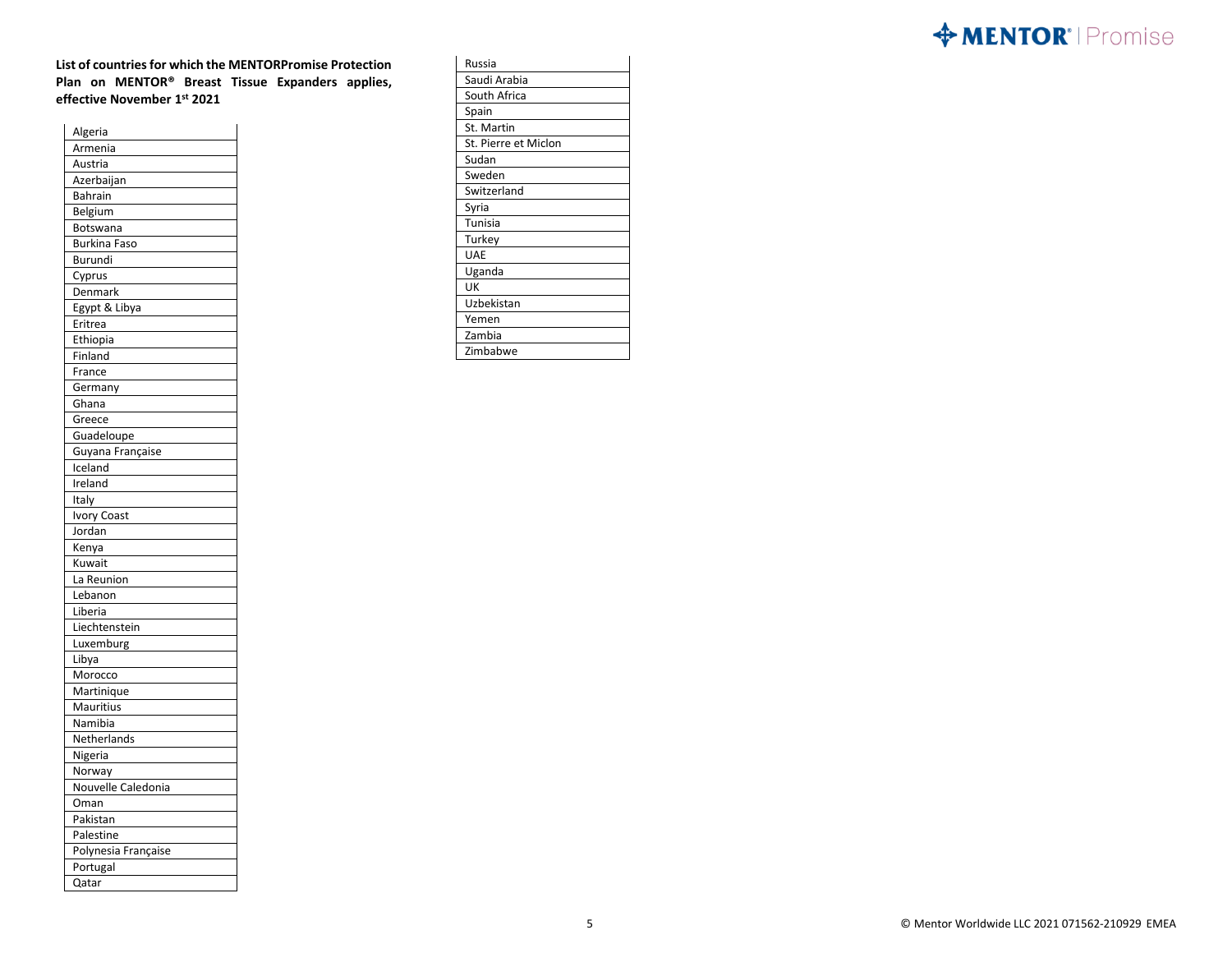**List of countries for which the MENTORPromise Protection Plan on MENTOR® Breast Tissue Expanders applies, effective November 1st 2021**

| |
|---|
| Algeria |
| Armenia |
| Austria |
| Azerbaijan |
| Bahrain |
| Belgium |
| Botswana |
| Burkina Faso |
| Burundi |
| Cyprus |
| Denmark |
| Egypt & Libya |
| Eritrea |
| Ethiopia |
| Finland |
| France |
| Germany |
| Ghana |
| Greece |
| Guadeloupe |
| Guyana Française |
| Iceland |
| Ireland |
| Italy |
| Ivory Coast |
| Jordan |
| Kenya |
| Kuwait |
| La Reunion |
| Lebanon |
| Liberia |
| Liechtenstein |
| Luxemburg |
| Libya |
| Morocco |
| Martinique |
| Mauritius |
| Namibia |
| Netherlands |
| Nigeria |
| Norway |
| Nouvelle Caledonia |
| Oman |
| Pakistan |
| Palestine |
| Polynesia Française |
| Portugal |
| Qatar |
| Russia |
| Saudi Arabia |
| South Africa |
| Spain |
| St. Martin |
| St. Pierre et Miclon |
| Sudan |
| Sweden |
| Switzerland |
| Syria |
| Tunisia |
| Turkey |
| UAE |
| Uganda |
| UK |
| Uzbekistan |
| Yemen |
| Zambia |
| Zimbabwe |

© Mentor Worldwide LLC 2021 071562-210929 EMEA